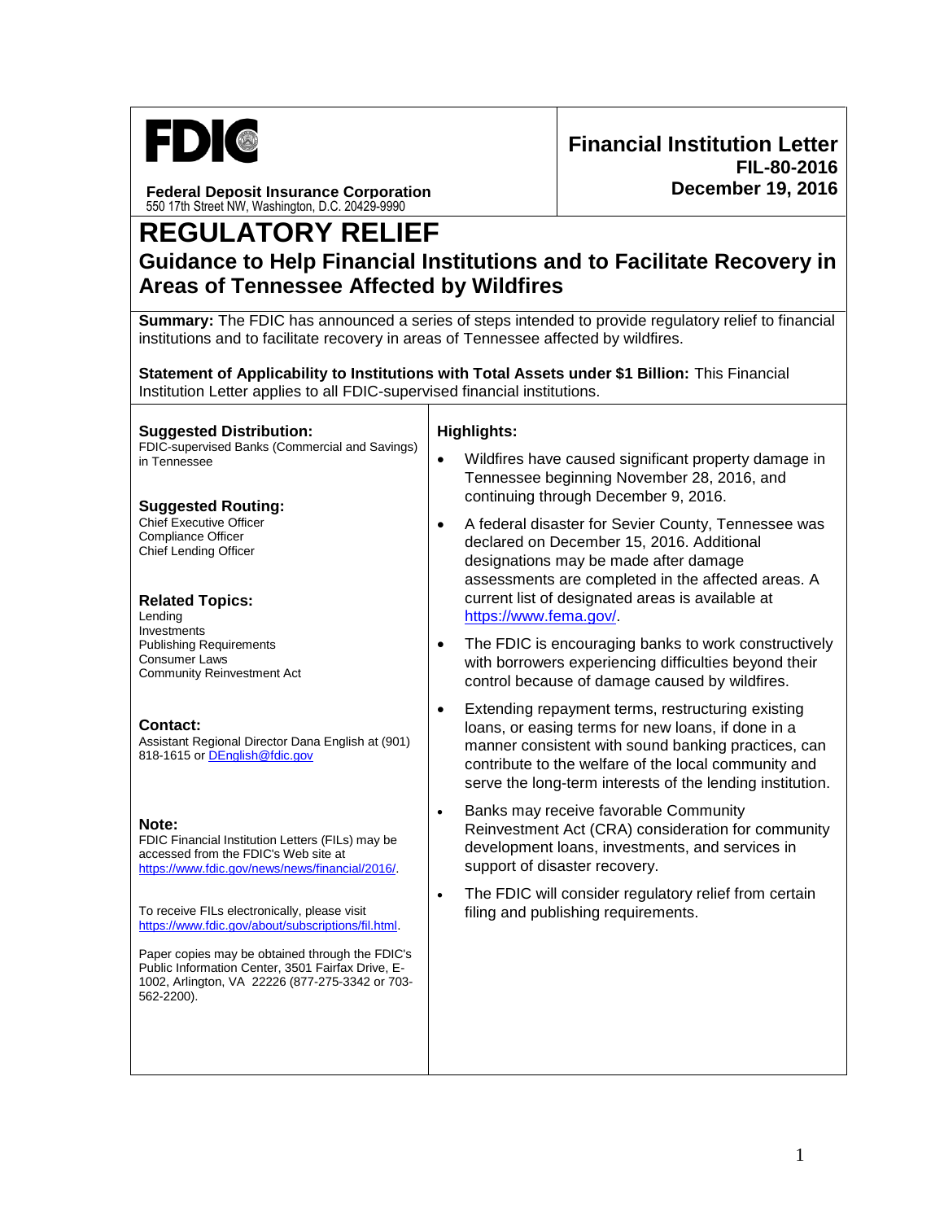FDIC

**Federal Deposit Insurance Corporation**
550 17th Street NW, Washington, D.C. 20429-9990

**Financial Institution Letter**
**FIL-80-2016**
**December 19, 2016**

# REGULATORY RELIEF

## Guidance to Help Financial Institutions and to Facilitate Recovery in Areas of Tennessee Affected by Wildfires

**Summary:** The FDIC has announced a series of steps intended to provide regulatory relief to financial institutions and to facilitate recovery in areas of Tennessee affected by wildfires.

**Statement of Applicability to Institutions with Total Assets under $1 Billion:** This Financial Institution Letter applies to all FDIC-supervised financial institutions.

**Suggested Distribution:**
FDIC-supervised Banks (Commercial and Savings) in Tennessee

**Suggested Routing:**
Chief Executive Officer
Compliance Officer
Chief Lending Officer

**Related Topics:**
Lending
Investments
Publishing Requirements
Consumer Laws
Community Reinvestment Act

**Contact:**
Assistant Regional Director Dana English at (901) 818-1615 or DEnglish@fdic.gov

**Note:**
FDIC Financial Institution Letters (FILs) may be accessed from the FDIC's Web site at https://www.fdic.gov/news/news/financial/2016/.

To receive FILs electronically, please visit https://www.fdic.gov/about/subscriptions/fil.html.

Paper copies may be obtained through the FDIC's Public Information Center, 3501 Fairfax Drive, E-1002, Arlington, VA 22226 (877-275-3342 or 703-562-2200).

**Highlights:**

- Wildfires have caused significant property damage in Tennessee beginning November 28, 2016, and continuing through December 9, 2016.
- A federal disaster for Sevier County, Tennessee was declared on December 15, 2016. Additional designations may be made after damage assessments are completed in the affected areas. A current list of designated areas is available at https://www.fema.gov/.
- The FDIC is encouraging banks to work constructively with borrowers experiencing difficulties beyond their control because of damage caused by wildfires.
- Extending repayment terms, restructuring existing loans, or easing terms for new loans, if done in a manner consistent with sound banking practices, can contribute to the welfare of the local community and serve the long-term interests of the lending institution.
- Banks may receive favorable Community Reinvestment Act (CRA) consideration for community development loans, investments, and services in support of disaster recovery.
- The FDIC will consider regulatory relief from certain filing and publishing requirements.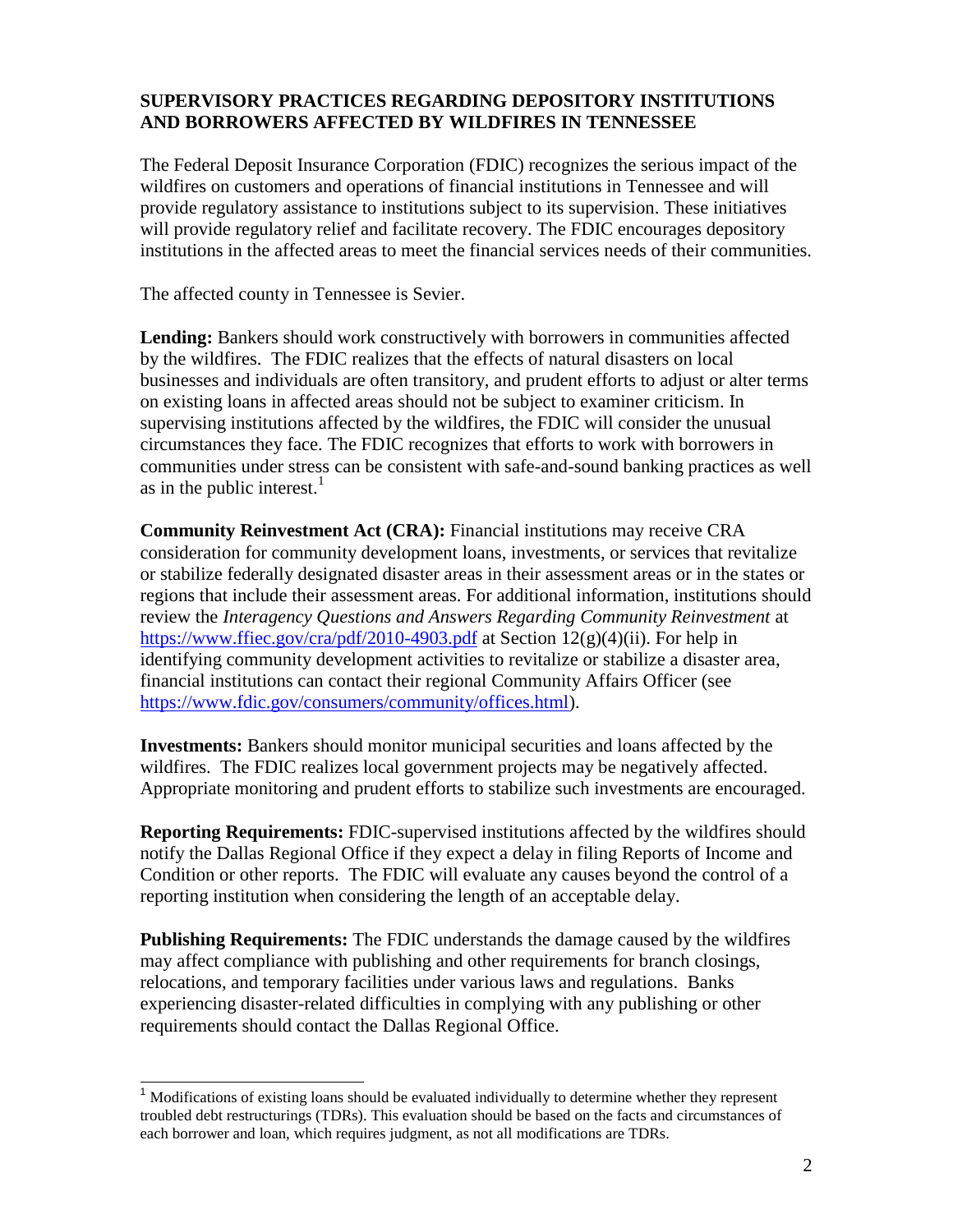**SUPERVISORY PRACTICES REGARDING DEPOSITORY INSTITUTIONS AND BORROWERS AFFECTED BY WILDFIRES IN TENNESSEE**

The Federal Deposit Insurance Corporation (FDIC) recognizes the serious impact of the wildfires on customers and operations of financial institutions in Tennessee and will provide regulatory assistance to institutions subject to its supervision. These initiatives will provide regulatory relief and facilitate recovery. The FDIC encourages depository institutions in the affected areas to meet the financial services needs of their communities.

The affected county in Tennessee is Sevier.

**Lending:** Bankers should work constructively with borrowers in communities affected by the wildfires. The FDIC realizes that the effects of natural disasters on local businesses and individuals are often transitory, and prudent efforts to adjust or alter terms on existing loans in affected areas should not be subject to examiner criticism. In supervising institutions affected by the wildfires, the FDIC will consider the unusual circumstances they face. The FDIC recognizes that efforts to work with borrowers in communities under stress can be consistent with safe-and-sound banking practices as well as in the public interest.[1]

**Community Reinvestment Act (CRA):** Financial institutions may receive CRA consideration for community development loans, investments, or services that revitalize or stabilize federally designated disaster areas in their assessment areas or in the states or regions that include their assessment areas. For additional information, institutions should review the *Interagency Questions and Answers Regarding Community Reinvestment* at https://www.ffiec.gov/cra/pdf/2010-4903.pdf at Section 12(g)(4)(ii). For help in identifying community development activities to revitalize or stabilize a disaster area, financial institutions can contact their regional Community Affairs Officer (see https://www.fdic.gov/consumers/community/offices.html).

**Investments:** Bankers should monitor municipal securities and loans affected by the wildfires. The FDIC realizes local government projects may be negatively affected. Appropriate monitoring and prudent efforts to stabilize such investments are encouraged.

**Reporting Requirements:** FDIC-supervised institutions affected by the wildfires should notify the Dallas Regional Office if they expect a delay in filing Reports of Income and Condition or other reports. The FDIC will evaluate any causes beyond the control of a reporting institution when considering the length of an acceptable delay.

**Publishing Requirements:** The FDIC understands the damage caused by the wildfires may affect compliance with publishing and other requirements for branch closings, relocations, and temporary facilities under various laws and regulations. Banks experiencing disaster-related difficulties in complying with any publishing or other requirements should contact the Dallas Regional Office.

[1] Modifications of existing loans should be evaluated individually to determine whether they represent troubled debt restructurings (TDRs). This evaluation should be based on the facts and circumstances of each borrower and loan, which requires judgment, as not all modifications are TDRs.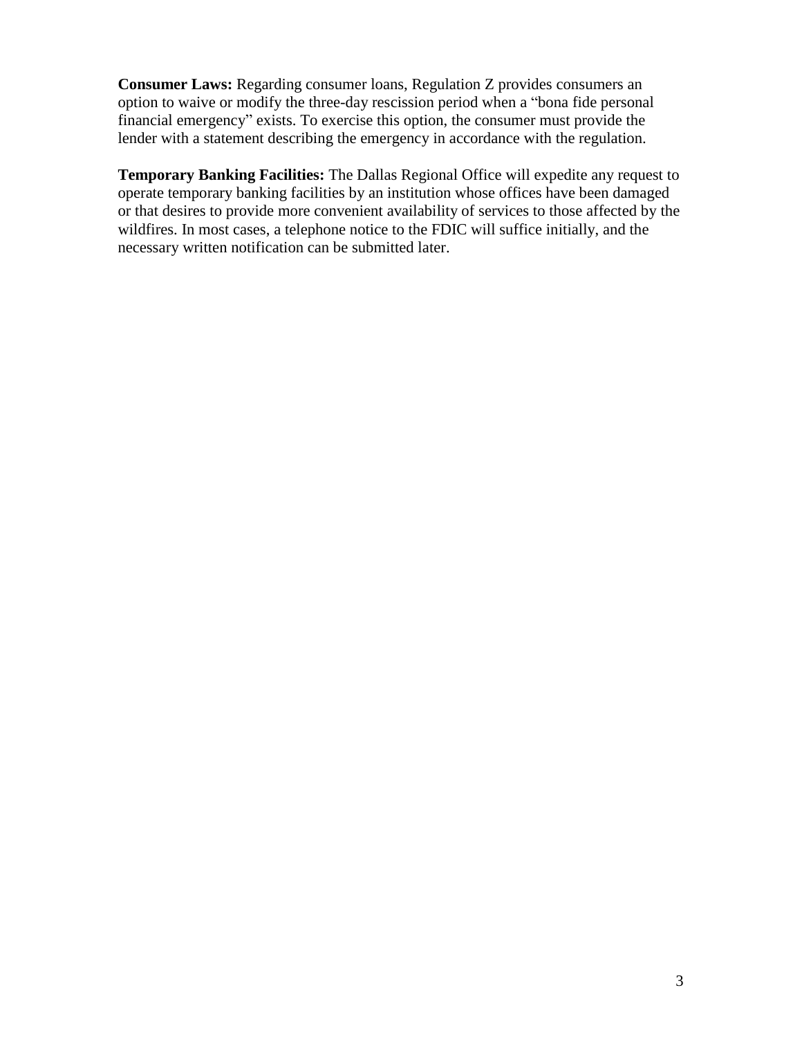**Consumer Laws:** Regarding consumer loans, Regulation Z provides consumers an option to waive or modify the three-day rescission period when a "bona fide personal financial emergency" exists. To exercise this option, the consumer must provide the lender with a statement describing the emergency in accordance with the regulation.

**Temporary Banking Facilities:** The Dallas Regional Office will expedite any request to operate temporary banking facilities by an institution whose offices have been damaged or that desires to provide more convenient availability of services to those affected by the wildfires. In most cases, a telephone notice to the FDIC will suffice initially, and the necessary written notification can be submitted later.